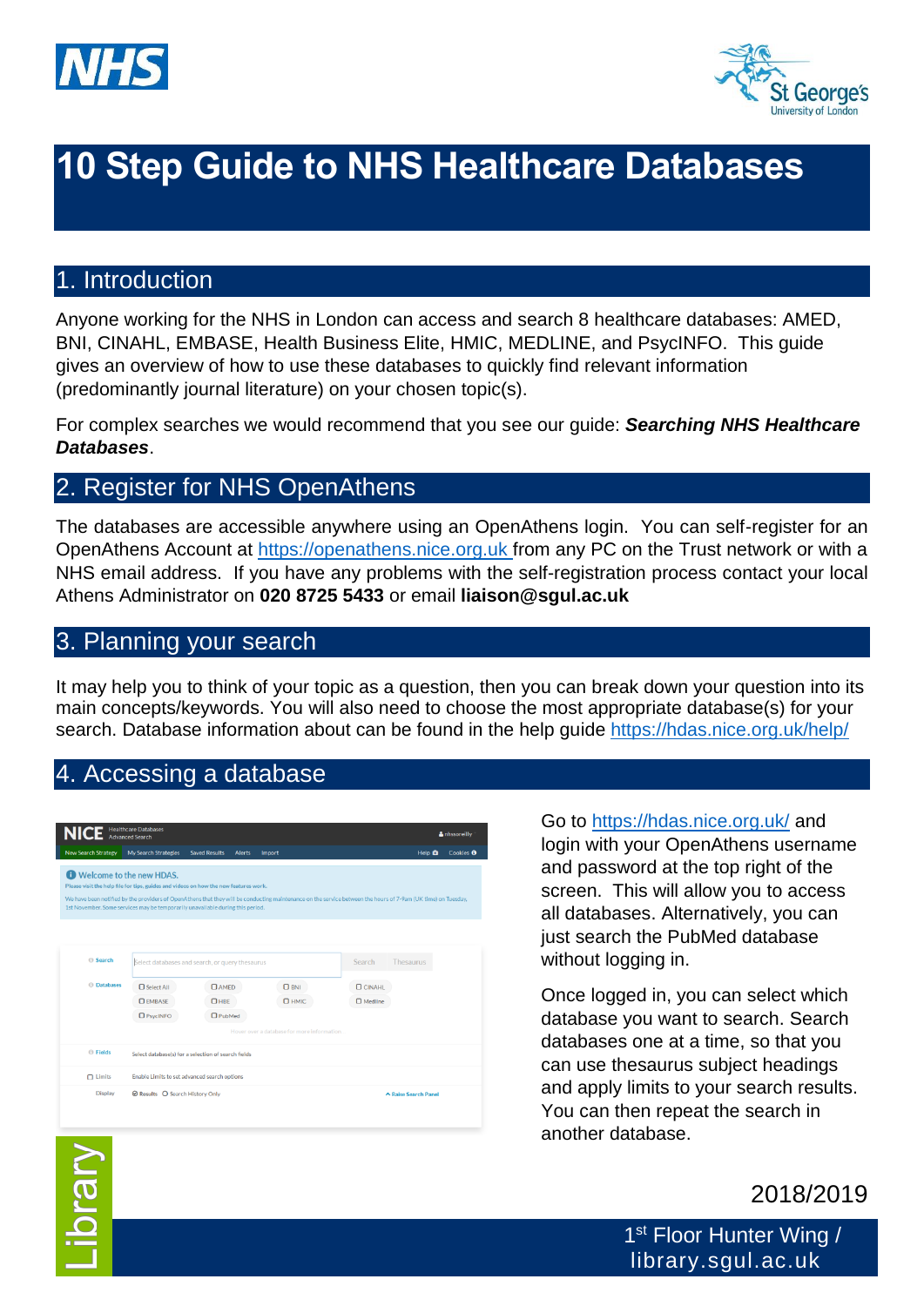# 10 Step Guide to NHS Healthcare Databases

## 1. Introduction

Anyone working for the NHS in London can access and search 8 healthcare databases: AMED, BNI, CINAHL, EMBASE, Health Business Elite, HMIC, MEDLINE, and PsycINFO. This guide gives an overview of how to use these databases to quickly find relevant information (predominantly journal literature) on your chosen topic(s).

For complex searches we would recommend that you see our guide: ***Searching NHS Healthcare Databases***.

## 2. Register for NHS OpenAthens

The databases are accessible anywhere using an OpenAthens login. You can self-register for an OpenAthens Account at https://openathens.nice.org.uk from any PC on the Trust network or with a NHS email address. If you have any problems with the self-registration process contact your local Athens Administrator on **020 8725 5433** or email **liaison@sgul.ac.uk**

## 3. Planning your search

It may help you to think of your topic as a question, then you can break down your question into its main concepts/keywords. You will also need to choose the most appropriate database(s) for your search. Database information about can be found in the help guide https://hdas.nice.org.uk/help/

## 4. Accessing a database

Go to https://hdas.nice.org.uk/ and login with your OpenAthens username and password at the top right of the screen. This will allow you to access all databases. Alternatively, you can just search the PubMed database without logging in.

Once logged in, you can select which database you want to search. Search databases one at a time, so that you can use thesaurus subject headings and apply limits to your search results. You can then repeat the search in another database.

2018/2019

1st Floor Hunter Wing / library.sgul.ac.uk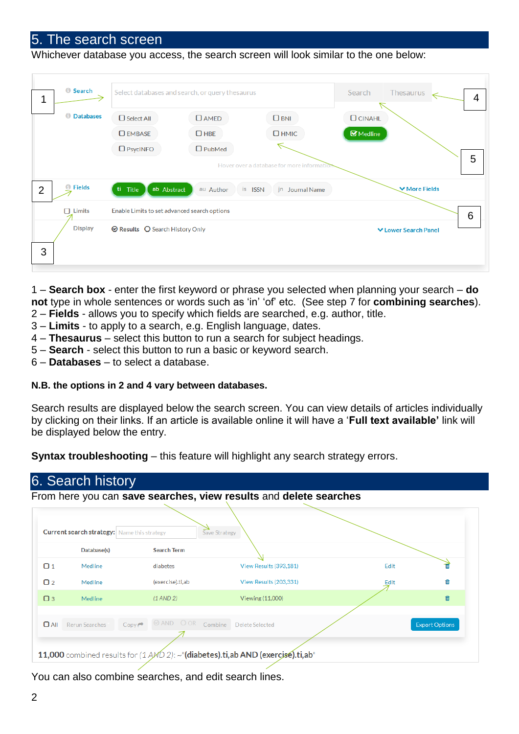# 5. The search screen

Whichever database you access, the search screen will look similar to the one below:

1 – **Search box** - enter the first keyword or phrase you selected when planning your search – **do not** type in whole sentences or words such as 'in' 'of' etc. (See step 7 for **combining searches**).
2 – **Fields** - allows you to specify which fields are searched, e.g. author, title.
3 – **Limits** - to apply to a search, e.g. English language, dates.
4 – **Thesaurus** – select this button to run a search for subject headings.
5 – **Search** - select this button to run a basic or keyword search.
6 – **Databases** – to select a database.

**N.B. the options in 2 and 4 vary between databases.**

Search results are displayed below the search screen. You can view details of articles individually by clicking on their links. If an article is available online it will have a '**Full text available'** link will be displayed below the entry.

**Syntax troubleshooting** – this feature will highlight any search strategy errors.

# 6. Search history

From here you can **save searches, view results** and **delete searches**

You can also combine searches, and edit search lines.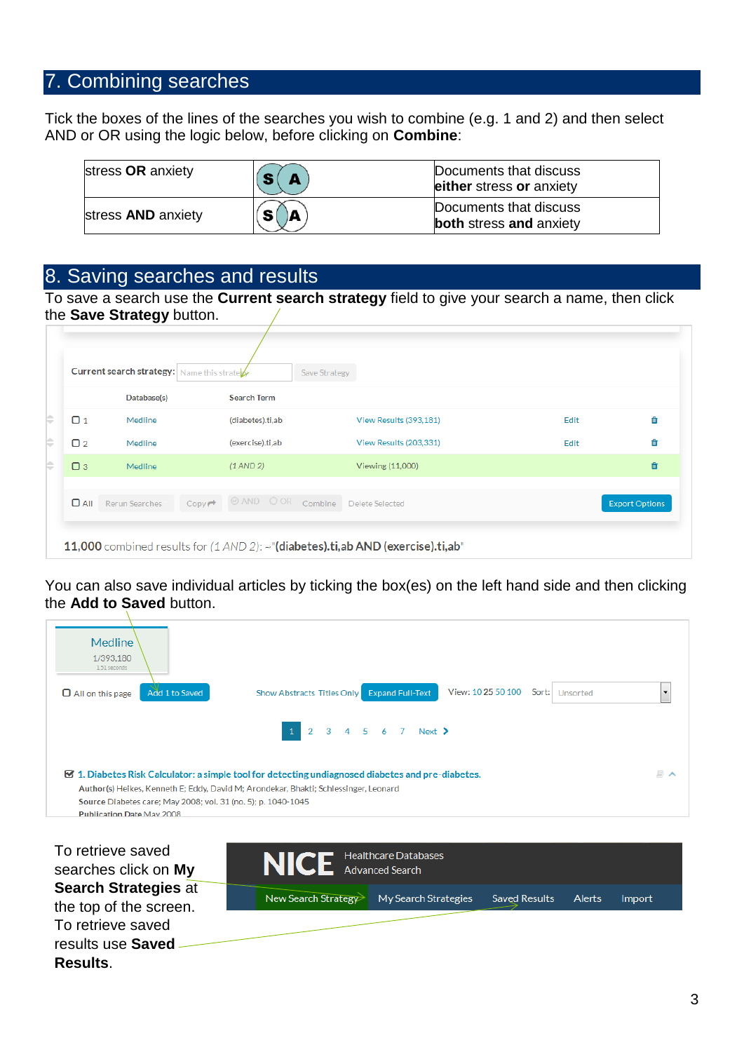## 7. Combining searches

Tick the boxes of the lines of the searches you wish to combine (e.g. 1 and 2) and then select AND or OR using the logic below, before clicking on **Combine**:

| | | |
|---|---|---|
| stress **OR** anxiety | S A | Documents that discuss **either** stress **or** anxiety |
| stress **AND** anxiety | S A | Documents that discuss **both** stress **and** anxiety |

## 8. Saving searches and results

To save a search use the **Current search strategy** field to give your search a name, then click the **Save Strategy** button.

Current search strategy: Name this strategy | Save Strategy

| | Database(s) | Search Term | | | |
|---|---|---|---|---|---|
| 1 | Medline | (diabetes).ti,ab | View Results (393,181) | Edit | |
| 2 | Medline | (exercise).ti,ab | View Results (203,331) | Edit | |
| 3 | Medline | (1 AND 2) | Viewing (11,000) | | |

All | Rerun Searches | Copy | AND | OR | Combine | Delete Selected | Export Options

11,000 combined results for (1 AND 2): ~"(diabetes).ti,ab AND (exercise).ti,ab"

You can also save individual articles by ticking the box(es) on the left hand side and then clicking the **Add to Saved** button.

Medline
1/393,180
1.51 seconds

All on this page | Add 1 to Saved | Show Abstracts Titles Only | Expand Full-Text | View: 10 25 50 100 | Sort: Unsorted

1 2 3 4 5 6 7 Next

1. Diabetes Risk Calculator: a simple tool for detecting undiagnosed diabetes and pre-diabetes.
Author(s) Heikes, Kenneth E; Eddy, David M; Arondekar, Bhakti; Schlessinger, Leonard
Source Diabetes care; May 2008; vol. 31 (no. 5); p. 1040-1045
Publication Date May 2008

To retrieve saved searches click on **My Search Strategies** at the top of the screen. To retrieve saved results use **Saved Results**.

NICE Healthcare Databases Advanced Search
New Search Strategy | My Search Strategies | Saved Results | Alerts | Import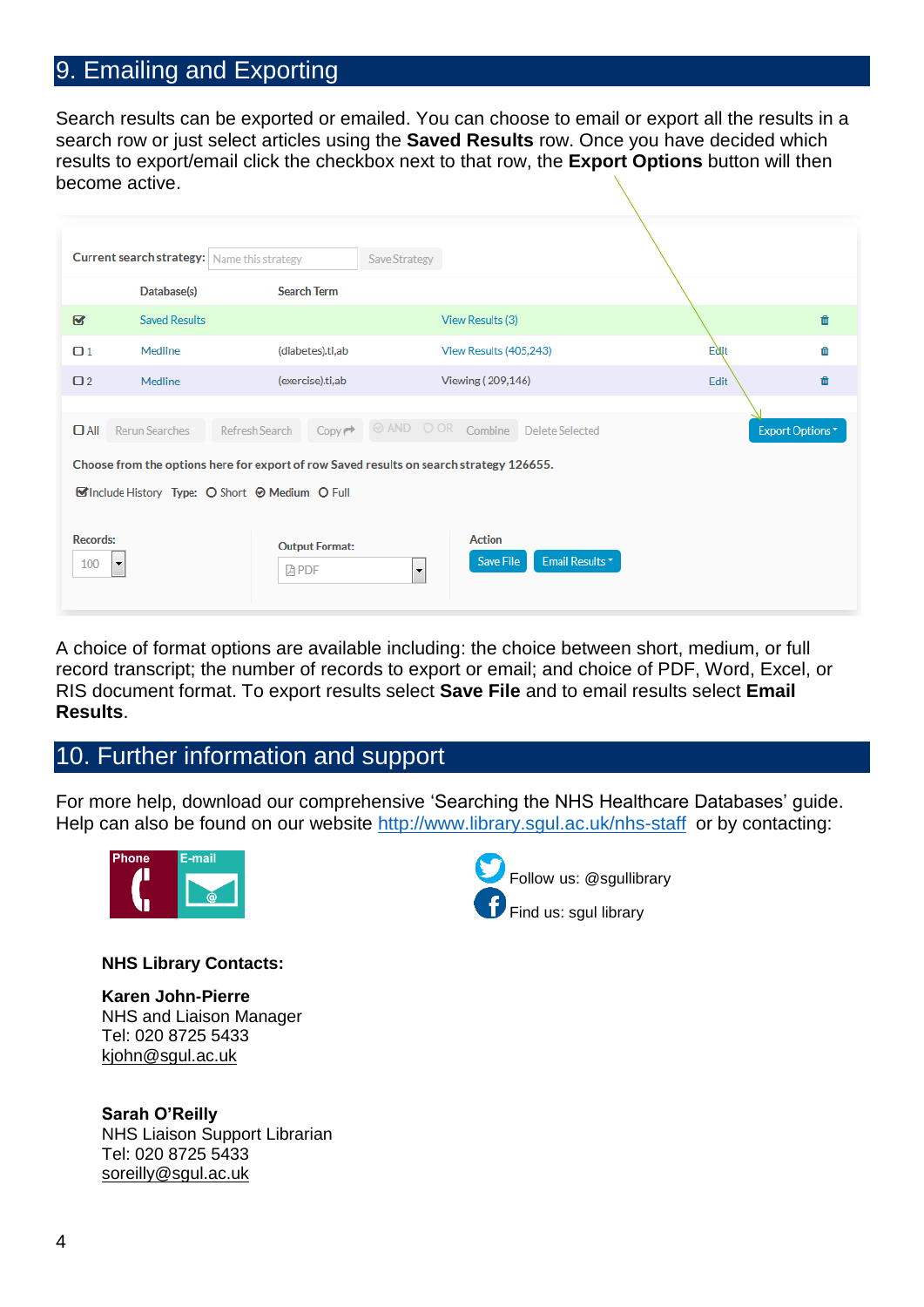## 9. Emailing and Exporting

Search results can be exported or emailed. You can choose to email or export all the results in a search row or just select articles using the **Saved Results** row. Once you have decided which results to export/email click the checkbox next to that row, the **Export Options** button will then become active.

A choice of format options are available including: the choice between short, medium, or full record transcript; the number of records to export or email; and choice of PDF, Word, Excel, or RIS document format. To export results select **Save File** and to email results select **Email Results**.

## 10. Further information and support

For more help, download our comprehensive 'Searching the NHS Healthcare Databases' guide. Help can also be found on our website http://www.library.sgul.ac.uk/nhs-staff or by contacting:

Phone E-mail

Follow us: @sgullibrary

Find us: sgul library

**NHS Library Contacts:**

**Karen John-Pierre**
NHS and Liaison Manager
Tel: 020 8725 5433
kjohn@sgul.ac.uk

**Sarah O'Reilly**
NHS Liaison Support Librarian
Tel: 020 8725 5433
soreilly@sgul.ac.uk